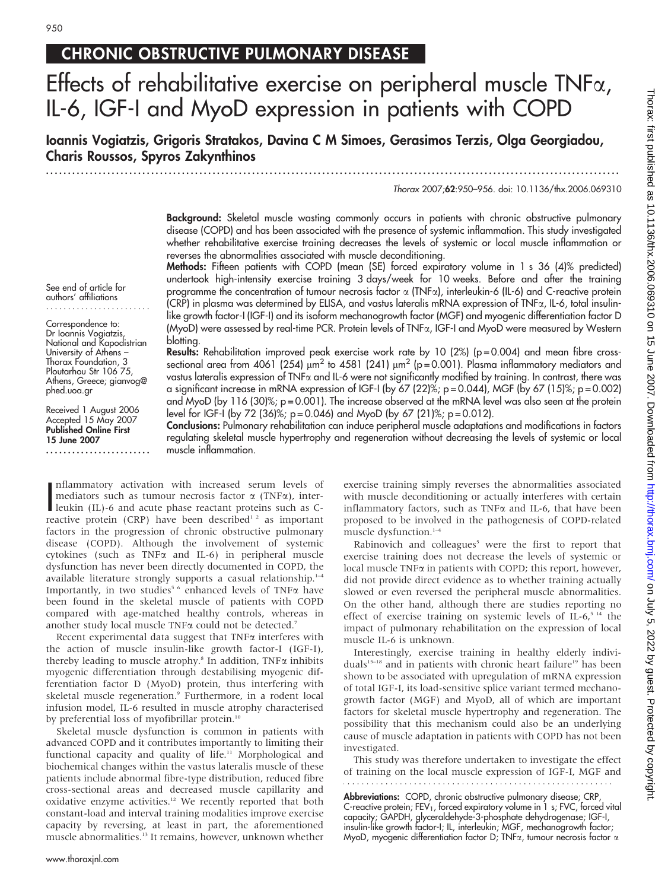# CHRONIC OBSTRUCTIVE PULMONARY DISEASE

# Effects of rehabilitative exercise on peripheral muscle TNFα, IL-6, IGF-I and MyoD expression in patients with COPD

**Ioannis Vogiatzis, Grigoris Stratakos, Davina C M Simoes, Gerasimos Terzis, Olga Georgiadou, Charis Roussos, Spyros Zakynthinos**

*Thorax* 2007;**62**:950–956. doi: 10.1136/thx.2006.069310

See end of article for authors' affiliations

Correspondence to: Dr Ioannis Vogiatzis, National and Kapodistrian University of Athens – Thorax Foundation, 3 Ploutarhou Str 106 75, Athens, Greece; gianvog@phed.uoa.gr

Received 1 August 2006
Accepted 15 May 2007
**Published Online First 15 June 2007**

**Background:** Skeletal muscle wasting commonly occurs in patients with chronic obstructive pulmonary disease (COPD) and has been associated with the presence of systemic inflammation. This study investigated whether rehabilitative exercise training decreases the levels of systemic or local muscle inflammation or reverses the abnormalities associated with muscle deconditioning.

**Methods:** Fifteen patients with COPD (mean (SE) forced expiratory volume in 1 s 36 (4)% predicted) undertook high-intensity exercise training 3 days/week for 10 weeks. Before and after the training programme the concentration of tumour necrosis factor α (TNFα), interleukin-6 (IL-6) and C-reactive protein (CRP) in plasma was determined by ELISA, and vastus lateralis mRNA expression of TNFα, IL-6, total insulin-like growth factor-I (IGF-I) and its isoform mechanogrowth factor (MGF) and myogenic differentiation factor D (MyoD) were assessed by real-time PCR. Protein levels of TNFα, IGF-I and MyoD were measured by Western blotting.

**Results:** Rehabilitation improved peak exercise work rate by 10 (2%) (p = 0.004) and mean fibre cross-sectional area from 4061 (254) $\mu m^2$ to 4581 (241) $\mu m^2$ (p = 0.001). Plasma inflammatory mediators and vastus lateralis expression of TNFα and IL-6 were not significantly modified by training. In contrast, there was a significant increase in mRNA expression of IGF-I (by 67 (22)%; p = 0.044), MGF (by 67 (15)%; p = 0.002) and MyoD (by 116 (30)%; p = 0.001). The increase observed at the mRNA level was also seen at the protein level for IGF-I (by 72 (36)%; p = 0.046) and MyoD (by 67 (21)%; p = 0.012).

**Conclusions:** Pulmonary rehabilitation can induce peripheral muscle adaptations and modifications in factors regulating skeletal muscle hypertrophy and regeneration without decreasing the levels of systemic or local muscle inflammation.

Inflammatory activation with increased serum levels of mediators such as tumour necrosis factor α (TNFα), interleukin (IL)-6 and acute phase reactant proteins such as C-reactive protein (CRP) have been described[1 2] as important factors in the progression of chronic obstructive pulmonary disease (COPD). Although the involvement of systemic cytokines (such as TNFα and IL-6) in peripheral muscle dysfunction has never been directly documented in COPD, the available literature strongly supports a casual relationship.[1–4] Importantly, in two studies[5 6] enhanced levels of TNFα have been found in the skeletal muscle of patients with COPD compared with age-matched healthy controls, whereas in another study local muscle TNFα could not be detected.[7]

Recent experimental data suggest that TNFα interferes with the action of muscle insulin-like growth factor-I (IGF-I), thereby leading to muscle atrophy.[8] In addition, TNFα inhibits myogenic differentiation through destabilising myogenic differentiation factor D (MyoD) protein, thus interfering with skeletal muscle regeneration.[9] Furthermore, in a rodent local infusion model, IL-6 resulted in muscle atrophy characterised by preferential loss of myofibrillar protein.[10]

Skeletal muscle dysfunction is common in patients with advanced COPD and it contributes importantly to limiting their functional capacity and quality of life.[11] Morphological and biochemical changes within the vastus lateralis muscle of these patients include abnormal fibre-type distribution, reduced fibre cross-sectional areas and decreased muscle capillarity and oxidative enzyme activities.[12] We recently reported that both constant-load and interval training modalities improve exercise capacity by reversing, at least in part, the aforementioned muscle abnormalities.[13] It remains, however, unknown whether exercise training simply reverses the abnormalities associated with muscle deconditioning or actually interferes with certain inflammatory factors, such as TNFα and IL-6, that have been proposed to be involved in the pathogenesis of COPD-related muscle dysfunction.[1–4]

Rabinovich and colleagues[5] were the first to report that exercise training does not decrease the levels of systemic or local muscle TNFα in patients with COPD; this report, however, did not provide direct evidence as to whether training actually slowed or even reversed the peripheral muscle abnormalities. On the other hand, although there are studies reporting no effect of exercise training on systemic levels of IL-6,[5 14] the impact of pulmonary rehabilitation on the expression of local muscle IL-6 is unknown.

Interestingly, exercise training in healthy elderly individuals[15–18] and in patients with chronic heart failure[19] has been shown to be associated with upregulation of mRNA expression of total IGF-I, its load-sensitive splice variant termed mechanogrowth factor (MGF) and MyoD, all of which are important factors for skeletal muscle hypertrophy and regeneration. The possibility that this mechanism could also be an underlying cause of muscle adaptation in patients with COPD has not been investigated.

This study was therefore undertaken to investigate the effect of training on the local muscle expression of IGF-I, MGF and

**Abbreviations:** COPD, chronic obstructive pulmonary disease; CRP, C-reactive protein; $FEV_1$, forced expiratory volume in 1 s; FVC, forced vital capacity; GAPDH, glyceraldehyde-3-phosphate dehydrogenase; IGF-I, insulin-like growth factor-I; IL, interleukin; MGF, mechanogrowth factor; MyoD, myogenic differentiation factor D; TNFα, tumour necrosis factor α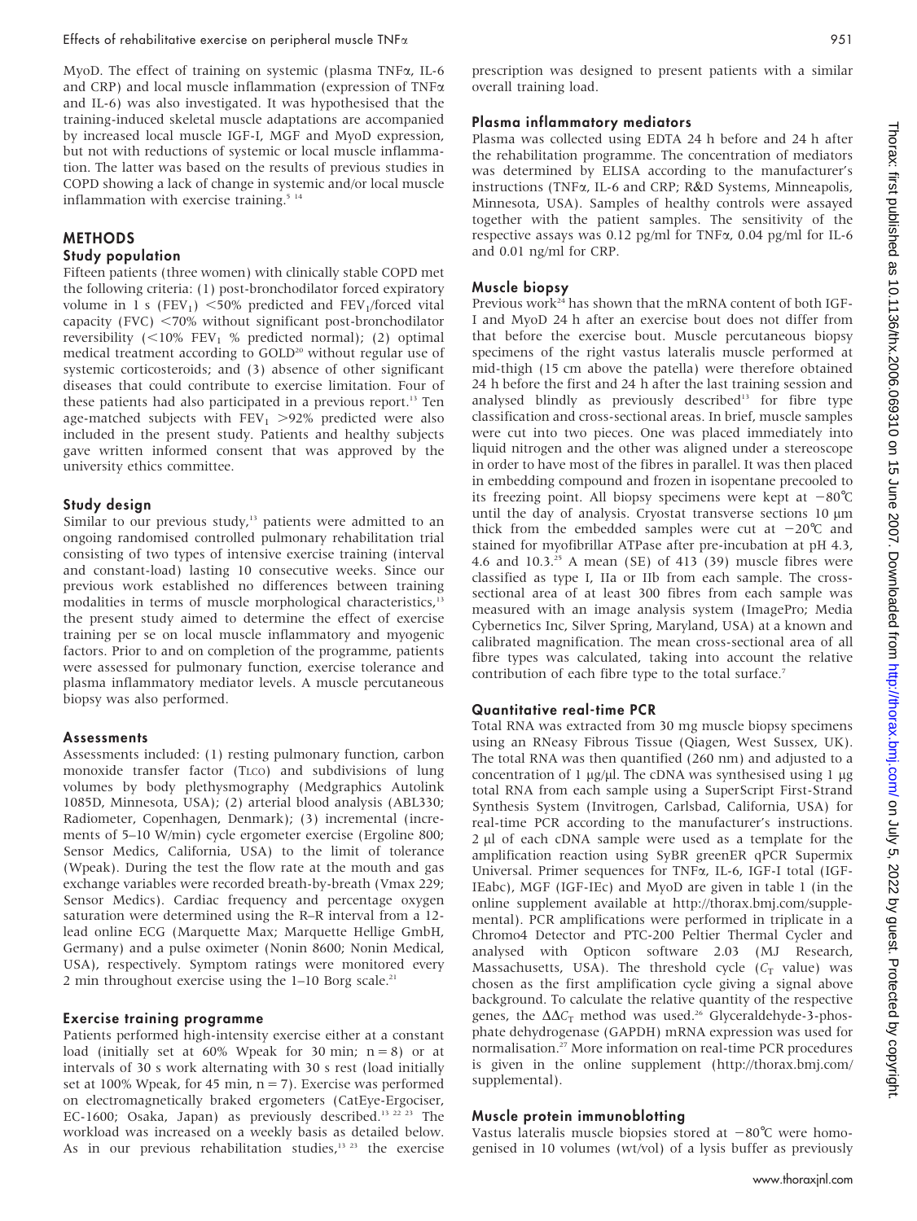MyoD. The effect of training on systemic (plasma TNFα, IL-6 and CRP) and local muscle inflammation (expression of TNFα and IL-6) was also investigated. It was hypothesised that the training-induced skeletal muscle adaptations are accompanied by increased local muscle IGF-I, MGF and MyoD expression, but not with reductions of systemic or local muscle inflammation. The latter was based on the results of previous studies in COPD showing a lack of change in systemic and/or local muscle inflammation with exercise training.[5 14]

## METHODS

### Study population

Fifteen patients (three women) with clinically stable COPD met the following criteria: (1) post-bronchodilator forced expiratory volume in 1 s ($FEV_1$) <50% predicted and $FEV_1$/forced vital capacity (FVC) <70% without significant post-bronchodilator reversibility (<10% $FEV_1$ % predicted normal); (2) optimal medical treatment according to GOLD[20] without regular use of systemic corticosteroids; and (3) absence of other significant diseases that could contribute to exercise limitation. Four of these patients had also participated in a previous report.[13] Ten age-matched subjects with $FEV_1$ >92% predicted were also included in the present study. Patients and healthy subjects gave written informed consent that was approved by the university ethics committee.

### Study design

Similar to our previous study,[13] patients were admitted to an ongoing randomised controlled pulmonary rehabilitation trial consisting of two types of intensive exercise training (interval and constant-load) lasting 10 consecutive weeks. Since our previous work established no differences between training modalities in terms of muscle morphological characteristics,[13] the present study aimed to determine the effect of exercise training per se on local muscle inflammatory and myogenic factors. Prior to and on completion of the programme, patients were assessed for pulmonary function, exercise tolerance and plasma inflammatory mediator levels. A muscle percutaneous biopsy was also performed.

### Assessments

Assessments included: (1) resting pulmonary function, carbon monoxide transfer factor ($T_{LCO}$) and subdivisions of lung volumes by body plethysmography (Medgraphics Autolink 1085D, Minnesota, USA); (2) arterial blood analysis (ABL330; Radiometer, Copenhagen, Denmark); (3) incremental (increments of 5–10 W/min) cycle ergometer exercise (Ergoline 800; Sensor Medics, California, USA) to the limit of tolerance (Wpeak). During the test the flow rate at the mouth and gas exchange variables were recorded breath-by-breath (Vmax 229; Sensor Medics). Cardiac frequency and percentage oxygen saturation were determined using the R–R interval from a 12-lead online ECG (Marquette Max; Marquette Hellige GmbH, Germany) and a pulse oximeter (Nonin 8600; Nonin Medical, USA), respectively. Symptom ratings were monitored every 2 min throughout exercise using the 1–10 Borg scale.[21]

### Exercise training programme

Patients performed high-intensity exercise either at a constant load (initially set at 60% Wpeak for 30 min; n = 8) or at intervals of 30 s work alternating with 30 s rest (load initially set at 100% Wpeak, for 45 min, n = 7). Exercise was performed on electromagnetically braked ergometers (CatEye-Ergociser, EC-1600; Osaka, Japan) as previously described.[13 22 23] The workload was increased on a weekly basis as detailed below. As in our previous rehabilitation studies,[13 23] the exercise prescription was designed to present patients with a similar overall training load.

### Plasma inflammatory mediators

Plasma was collected using EDTA 24 h before and 24 h after the rehabilitation programme. The concentration of mediators was determined by ELISA according to the manufacturer's instructions (TNFα, IL-6 and CRP; R&D Systems, Minneapolis, Minnesota, USA). Samples of healthy controls were assayed together with the patient samples. The sensitivity of the respective assays was 0.12 pg/ml for TNFα, 0.04 pg/ml for IL-6 and 0.01 ng/ml for CRP.

### Muscle biopsy

Previous work[24] has shown that the mRNA content of both IGF-I and MyoD 24 h after an exercise bout does not differ from that before the exercise bout. Muscle percutaneous biopsy specimens of the right vastus lateralis muscle performed at mid-thigh (15 cm above the patella) were therefore obtained 24 h before the first and 24 h after the last training session and analysed blindly as previously described[13] for fibre type classification and cross-sectional areas. In brief, muscle samples were cut into two pieces. One was placed immediately into liquid nitrogen and the other was aligned under a stereoscope in order to have most of the fibres in parallel. It was then placed in embedding compound and frozen in isopentane precooled to its freezing point. All biopsy specimens were kept at −80°C until the day of analysis. Cryostat transverse sections 10 μm thick from the embedded samples were cut at −20°C and stained for myofibrillar ATPase after pre-incubation at pH 4.3, 4.6 and 10.3.[25] A mean (SE) of 413 (39) muscle fibres were classified as type I, IIa or IIb from each sample. The cross-sectional area of at least 300 fibres from each sample was measured with an image analysis system (ImagePro; Media Cybernetics Inc, Silver Spring, Maryland, USA) at a known and calibrated magnification. The mean cross-sectional area of all fibre types was calculated, taking into account the relative contribution of each fibre type to the total surface.[7]

### Quantitative real-time PCR

Total RNA was extracted from 30 mg muscle biopsy specimens using an RNeasy Fibrous Tissue (Qiagen, West Sussex, UK). The total RNA was then quantified (260 nm) and adjusted to a concentration of 1 μg/μl. The cDNA was synthesised using 1 μg total RNA from each sample using a SuperScript First-Strand Synthesis System (Invitrogen, Carlsbad, California, USA) for real-time PCR according to the manufacturer's instructions. 2 μl of each cDNA sample were used as a template for the amplification reaction using SyBR greenER qPCR Supermix Universal. Primer sequences for TNFα, IL-6, IGF-I total (IGF-IEabc), MGF (IGF-IEc) and MyoD are given in table 1 (in the online supplement available at http://thorax.bmj.com/supplemental). PCR amplifications were performed in triplicate in a Chromo4 Detector and PTC-200 Peltier Thermal Cycler and analysed with Opticon software 2.03 (MJ Research, Massachusetts, USA). The threshold cycle ($C_T$ value) was chosen as the first amplification cycle giving a signal above background. To calculate the relative quantity of the respective genes, the $\Delta\Delta C_T$ method was used.[26] Glyceraldehyde-3-phosphate dehydrogenase (GAPDH) mRNA expression was used for normalisation.[27] More information on real-time PCR procedures is given in the online supplement (http://thorax.bmj.com/supplemental).

### Muscle protein immunoblotting

Vastus lateralis muscle biopsies stored at −80°C were homogenised in 10 volumes (wt/vol) of a lysis buffer as previously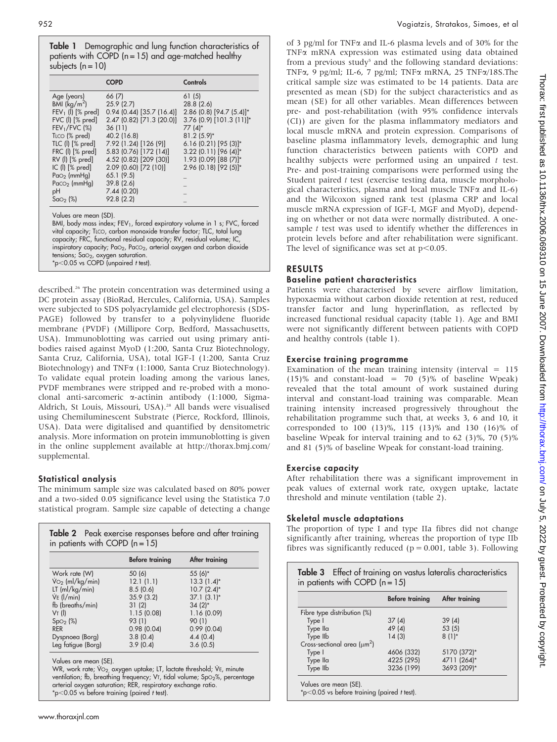**Table 1** Demographic and lung function characteristics of patients with COPD (n = 15) and age-matched healthy subjects (n = 10)

| | COPD | Controls |
|---|---|---|
| Age (years) | 66 (7) | 61 (5) |
| BMI (kg/m$^2$) | 25.9 (2.7) | 28.8 (2.6) |
| $FEV_1$ (l) [% pred] | 0.94 (0.44) [35.7 (16.4)] | 2.86 (0.8) [94.7 (5.4)]* |
| FVC (l) [% pred] | 2.47 (0.82) [71.3 (20.0)] | 3.76 (0.9) [101.3 (11)]* |
| $FEV_1$/FVC (%) | 36 (11) | 77 (4)* |
| TLCO (% pred) | 40.2 (16.8) | 81.2 (5.9)* |
| TLC (l) [% pred] | 7.92 (1.24) [126 (9)] | 6.16 (0.21) [95 (3)]* |
| FRC (l) [% pred] | 5.83 (0.76) [172 (14)] | 3.22 (0.11) [96 (4)]* |
| RV (l) [% pred] | 4.52 (0.82) [209 (30)] | 1.93 (0.09) [88 (7)]* |
| IC (l) [% pred] | 2.09 (0.60) [72 (10)] | 2.96 (0.18) [92 (5)]* |
| $PaO_2$ (mmHg) | 65.1 (9.5) | – |
| $PaCO_2$ (mmHg) | 39.8 (2.6) | – |
| pH | 7.44 (0.20) | – |
| $SaO_2$ (%) | 92.8 (2.2) | – |

Values are mean (SD).
BMI, body mass index; $FEV_1$, forced expiratory volume in 1 s; FVC, forced vital capacity; TLCO, carbon monoxide transfer factor; TLC, total lung capacity; FRC, functional residual capacity; RV, residual volume; IC, inspiratory capacity; $PaO_2$, $PaCO_2$, arterial oxygen and carbon dioxide tensions; $SaO_2$, oxygen saturation.
*$p<0.05$ vs COPD (unpaired $t$ test).

described.[26] The protein concentration was determined using a DC protein assay (BioRad, Hercules, California, USA). Samples were subjected to SDS polyacrylamide gel electrophoresis (SDS-PAGE) followed by transfer to a polyvinylidene fluoride membrane (PVDF) (Millipore Corp, Bedford, Massachusetts, USA). Immunoblotting was carried out using primary antibodies raised against MyoD (1:200, Santa Cruz Biotechnology, Santa Cruz, California, USA), total IGF-I (1:200, Santa Cruz Biotechnology) and TNFα (1:1000, Santa Cruz Biotechnology). To validate equal protein loading among the various lanes, PVDF membranes were stripped and re-probed with a monoclonal anti-sarcomeric α-actinin antibody (1:1000, Sigma-Aldrich, St Louis, Missouri, USA).[28] All bands were visualised using Chemiluminescent Substrate (Pierce, Rockford, Illinois, USA). Data were digitalised and quantified by densitometric analysis. More information on protein immunoblotting is given in the online supplement available at http://thorax.bmj.com/supplemental.

### Statistical analysis

The minimum sample size was calculated based on 80% power and a two-sided 0.05 significance level using the Statistica 7.0 statistical program. Sample size capable of detecting a change of 3 pg/ml for TNFα and IL-6 plasma levels and of 30% for the TNFα mRNA expression was estimated using data obtained from a previous study[5] and the following standard deviations: TNFα, 9 pg/ml; IL-6, 7 pg/ml; TNFα mRNA, 25 TNFα/18S.The critical sample size was estimated to be 14 patients. Data are presented as mean (SD) for the subject characteristics and as mean (SE) for all other variables. Mean differences between pre- and post-rehabilitation (with 95% confidence intervals (CI)) are given for the plasma inflammatory mediators and local muscle mRNA and protein expression. Comparisons of baseline plasma inflammatory levels, demographic and lung function characteristics between patients with COPD and healthy subjects were performed using an unpaired $t$ test. Pre- and post-training comparisons were performed using the Student paired $t$ test (exercise testing data, muscle morphological characteristics, plasma and local muscle TNFα and IL-6) and the Wilcoxon signed rank test (plasma CRP and local muscle mRNA expression of IGF-I, MGF and MyoD), depending on whether or not data were normally distributed. A one-sample $t$ test was used to identify whether the differences in protein levels before and after rehabilitation were significant. The level of significance was set at $p<0.05$.

**Table 2** Peak exercise responses before and after training in patients with COPD (n = 15)

| | Before training | After training |
|---|---|---|
| Work rate (W) | 50 (6) | 55 (6)* |
| $\dot{V}O_2$ (ml/kg/min) | 12.1 (1.1) | 13.3 (1.4)* |
| LT (ml/kg/min) | 8.5 (0.6) | 10.7 (2.4)* |
| $\dot{V}E$ (l/min) | 35.9 (3.2) | 37.1 (3.1)* |
| fb (breaths/min) | 31 (2) | 34 (2)* |
| $V_T$ (l) | 1.15 (0.08) | 1.16 (0.09) |
| $SpO_2$ (%) | 93 (1) | 90 (1) |
| RER | 0.98 (0.04) | 0.99 (0.04) |
| Dyspnoea (Borg) | 3.8 (0.4) | 4.4 (0.4) |
| Leg fatigue (Borg) | 3.9 (0.4) | 3.6 (0.5) |

Values are mean (SE).
WR, work rate; $\dot{V}O_2$, oxygen uptake; LT, lactate threshold; $\dot{V}E$, minute ventilation; fb, breathing frequency; $V_T$, tidal volume; $SpO_2$%, percentage arterial oxygen saturation; RER, respiratory exchange ratio.
*$p<0.05$ vs before training (paired $t$ test).

## RESULTS

### Baseline patient characteristics

Patients were characterised by severe airflow limitation, hypoxaemia without carbon dioxide retention at rest, reduced transfer factor and lung hyperinflation, as reflected by increased functional residual capacity (table 1). Age and BMI were not significantly different between patients with COPD and healthy controls (table 1).

### Exercise training programme

Examination of the mean training intensity (interval = 115 (15)% and constant-load = 70 (5)% of baseline Wpeak) revealed that the total amount of work sustained during interval and constant-load training was comparable. Mean training intensity increased progressively throughout the rehabilitation programme such that, at weeks 3, 6 and 10, it corresponded to 100 (13)%, 115 (13)% and 130 (16)% of baseline Wpeak for interval training and to 62 (3)%, 70 (5)% and 81 (5)% of baseline Wpeak for constant-load training.

### Exercise capacity

After rehabilitation there was a significant improvement in peak values of external work rate, oxygen uptake, lactate threshold and minute ventilation (table 2).

### Skeletal muscle adaptations

The proportion of type I and type IIa fibres did not change significantly after training, whereas the proportion of type IIb fibres was significantly reduced (p = 0.001, table 3). Following

**Table 3** Effect of training on vastus lateralis characteristics in patients with COPD (n = 15)

| | Before training | After training |
|---|---|---|
| Fibre type distribution (%) | | |
| Type I | 37 (4) | 39 (4) |
| Type IIa | 49 (4) | 53 (5) |
| Type IIb | 14 (3) | 8 (1)* |
| Cross-sectional area (μm$^2$) | | |
| Type I | 4606 (332) | 5170 (372)* |
| Type IIa | 4225 (295) | 4711 (264)* |
| Type IIb | 3236 (199) | 3693 (209)* |

Values are mean (SE).
*$p<0.05$ vs before training (paired $t$ test).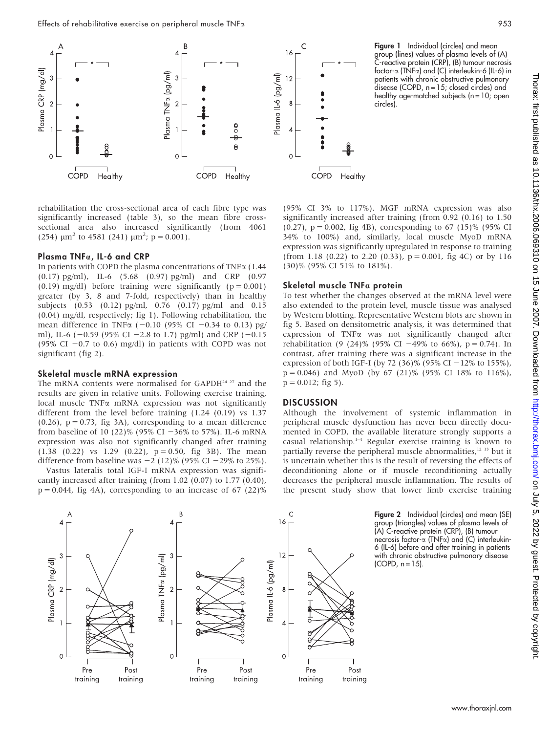rehabilitation the cross-sectional area of each fibre type was significantly increased (table 3), so the mean fibre cross-sectional area also increased significantly (from 4061 (254) μm² to 4581 (241) μm²; p = 0.001).

### Plasma TNFα, IL-6 and CRP

In patients with COPD the plasma concentrations of TNFα (1.44 (0.17) pg/ml), IL-6 (5.68 (0.97) pg/ml) and CRP (0.97 (0.19) mg/dl) before training were significantly (p = 0.001) greater (by 3, 8 and 7-fold, respectively) than in healthy subjects (0.53 (0.12) pg/ml, 0.76 (0.17) pg/ml and 0.15 (0.04) mg/dl, respectively; fig 1). Following rehabilitation, the mean difference in TNFα (−0.10 (95% CI −0.34 to 0.13) pg/ml), IL-6 (−0.59 (95% CI −2.8 to 1.7) pg/ml) and CRP (−0.15 (95% CI −0.7 to 0.6) mg/dl) in patients with COPD was not significant (fig 2).

### Skeletal muscle mRNA expression

The mRNA contents were normalised for GAPDH[24 27] and the results are given in relative units. Following exercise training, local muscle TNFα mRNA expression was not significantly different from the level before training (1.24 (0.19) vs 1.37 (0.26), p = 0.73, fig 3A), corresponding to a mean difference from baseline of 10 (22)% (95% CI −36% to 57%). IL-6 mRNA expression was also not significantly changed after training (1.38 (0.22) vs 1.29 (0.22), p = 0.50, fig 3B). The mean difference from baseline was −2 (12)% (95% CI −29% to 25%).

Vastus lateralis total IGF-I mRNA expression was significantly increased after training (from 1.02 (0.07) to 1.77 (0.40), p = 0.044, fig 4A), corresponding to an increase of 67 (22)% (95% CI 3% to 117%). MGF mRNA expression was also significantly increased after training (from 0.92 (0.16) to 1.50 (0.27), p = 0.002, fig 4B), corresponding to 67 (15)% (95% CI 34% to 100%) and, similarly, local muscle MyoD mRNA expression was significantly upregulated in response to training (from 1.18 (0.22) to 2.20 (0.33), p = 0.001, fig 4C) or by 116 (30)% (95% CI 51% to 181%).

### Skeletal muscle TNFα protein

To test whether the changes observed at the mRNA level were also extended to the protein level, muscle tissue was analysed by Western blotting. Representative Western blots are shown in fig 5. Based on densitometric analysis, it was determined that expression of TNFα was not significantly changed after rehabilitation (9 (24)% (95% CI −49% to 66%), p = 0.74). In contrast, after training there was a significant increase in the expression of both IGF-I (by 72 (36)% (95% CI −12% to 155%), p = 0.046) and MyoD (by 67 (21)% (95% CI 18% to 116%), p = 0.012; fig 5).

## DISCUSSION

Although the involvement of systemic inflammation in peripheral muscle dysfunction has never been directly documented in COPD, the available literature strongly supports a casual relationship.[1–4] Regular exercise training is known to partially reverse the peripheral muscle abnormalities,[12 13] but it is uncertain whether this is the result of reversing the effects of deconditioning alone or if muscle reconditioning actually decreases the peripheral muscle inflammation. The results of the present study show that lower limb exercise training

**Figure 1** Individual (circles) and mean group (lines) values of plasma levels of (A) C-reactive protein (CRP), (B) tumour necrosis factor-α (TNFα) and (C) interleukin-6 (IL-6) in patients with chronic obstructive pulmonary disease (COPD, n = 15; closed circles) and healthy age-matched subjects (n = 10; open circles).

**Figure 2** Individual (circles) and mean (SE) group (triangles) values of plasma levels of (A) C-reactive protein (CRP), (B) tumour necrosis factor-α (TNFα) and (C) interleukin-6 (IL-6) before and after training in patients with chronic obstructive pulmonary disease (COPD, n = 15).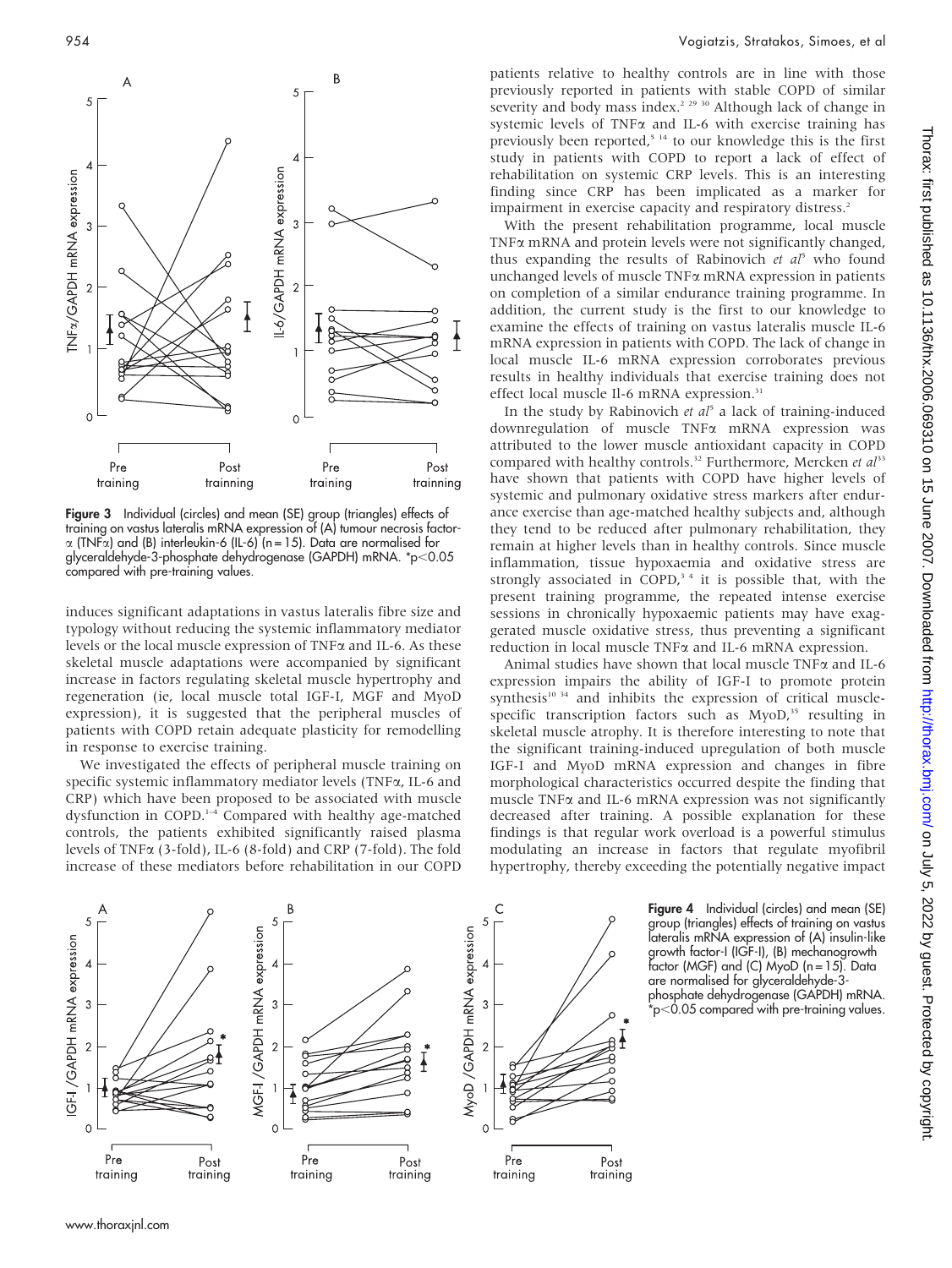Figure 3 Individual (circles) and mean (SE) group (triangles) effects of training on vastus lateralis mRNA expression of (A) tumour necrosis factor-α (TNFα) and (B) interleukin-6 (IL-6) (n = 15). Data are normalised for glyceraldehyde-3-phosphate dehydrogenase (GAPDH) mRNA. *p<0.05 compared with pre-training values.

induces significant adaptations in vastus lateralis fibre size and typology without reducing the systemic inflammatory mediator levels or the local muscle expression of TNFα and IL-6. As these skeletal muscle adaptations were accompanied by significant increase in factors regulating skeletal muscle hypertrophy and regeneration (ie, local muscle total IGF-I, MGF and MyoD expression), it is suggested that the peripheral muscles of patients with COPD retain adequate plasticity for remodelling in response to exercise training.

We investigated the effects of peripheral muscle training on specific systemic inflammatory mediator levels (TNFα, IL-6 and CRP) which have been proposed to be associated with muscle dysfunction in COPD.[1–4] Compared with healthy age-matched controls, the patients exhibited significantly raised plasma levels of TNFα (3-fold), IL-6 (8-fold) and CRP (7-fold). The fold increase of these mediators before rehabilitation in our COPD patients relative to healthy controls are in line with those previously reported in patients with stable COPD of similar severity and body mass index.[2 29 30] Although lack of change in systemic levels of TNFα and IL-6 with exercise training has previously been reported,[5 14] to our knowledge this is the first study in patients with COPD to report a lack of effect of rehabilitation on systemic CRP levels. This is an interesting finding since CRP has been implicated as a marker for impairment in exercise capacity and respiratory distress.[2]

With the present rehabilitation programme, local muscle TNFα mRNA and protein levels were not significantly changed, thus expanding the results of Rabinovich *et al*[5] who found unchanged levels of muscle TNFα mRNA expression in patients on completion of a similar endurance training programme. In addition, the current study is the first to our knowledge to examine the effects of training on vastus lateralis muscle IL-6 mRNA expression in patients with COPD. The lack of change in local muscle IL-6 mRNA expression corroborates previous results in healthy individuals that exercise training does not effect local muscle Il-6 mRNA expression.[31]

In the study by Rabinovich *et al*[5] a lack of training-induced downregulation of muscle TNFα mRNA expression was attributed to the lower muscle antioxidant capacity in COPD compared with healthy controls.[32] Furthermore, Mercken *et al*[33] have shown that patients with COPD have higher levels of systemic and pulmonary oxidative stress markers after endurance exercise than age-matched healthy subjects and, although they tend to be reduced after pulmonary rehabilitation, they remain at higher levels than in healthy controls. Since muscle inflammation, tissue hypoxaemia and oxidative stress are strongly associated in COPD,[3 4] it is possible that, with the present training programme, the repeated intense exercise sessions in chronically hypoxaemic patients may have exaggerated muscle oxidative stress, thus preventing a significant reduction in local muscle TNFα and IL-6 mRNA expression.

Animal studies have shown that local muscle TNFα and IL-6 expression impairs the ability of IGF-I to promote protein synthesis[10 34] and inhibits the expression of critical muscle-specific transcription factors such as MyoD,[35] resulting in skeletal muscle atrophy. It is therefore interesting to note that the significant training-induced upregulation of both muscle IGF-I and MyoD mRNA expression and changes in fibre morphological characteristics occurred despite the finding that muscle TNFα and IL-6 mRNA expression was not significantly decreased after training. A possible explanation for these findings is that regular work overload is a powerful stimulus modulating an increase in factors that regulate myofibril hypertrophy, thereby exceeding the potentially negative impact

Figure 4 Individual (circles) and mean (SE) group (triangles) effects of training on vastus lateralis mRNA expression of (A) insulin-like growth factor-I (IGF-I), (B) mechanogrowth factor (MGF) and (C) MyoD (n = 15). Data are normalised for glyceraldehyde-3-phosphate dehydrogenase (GAPDH) mRNA. *p<0.05 compared with pre-training values.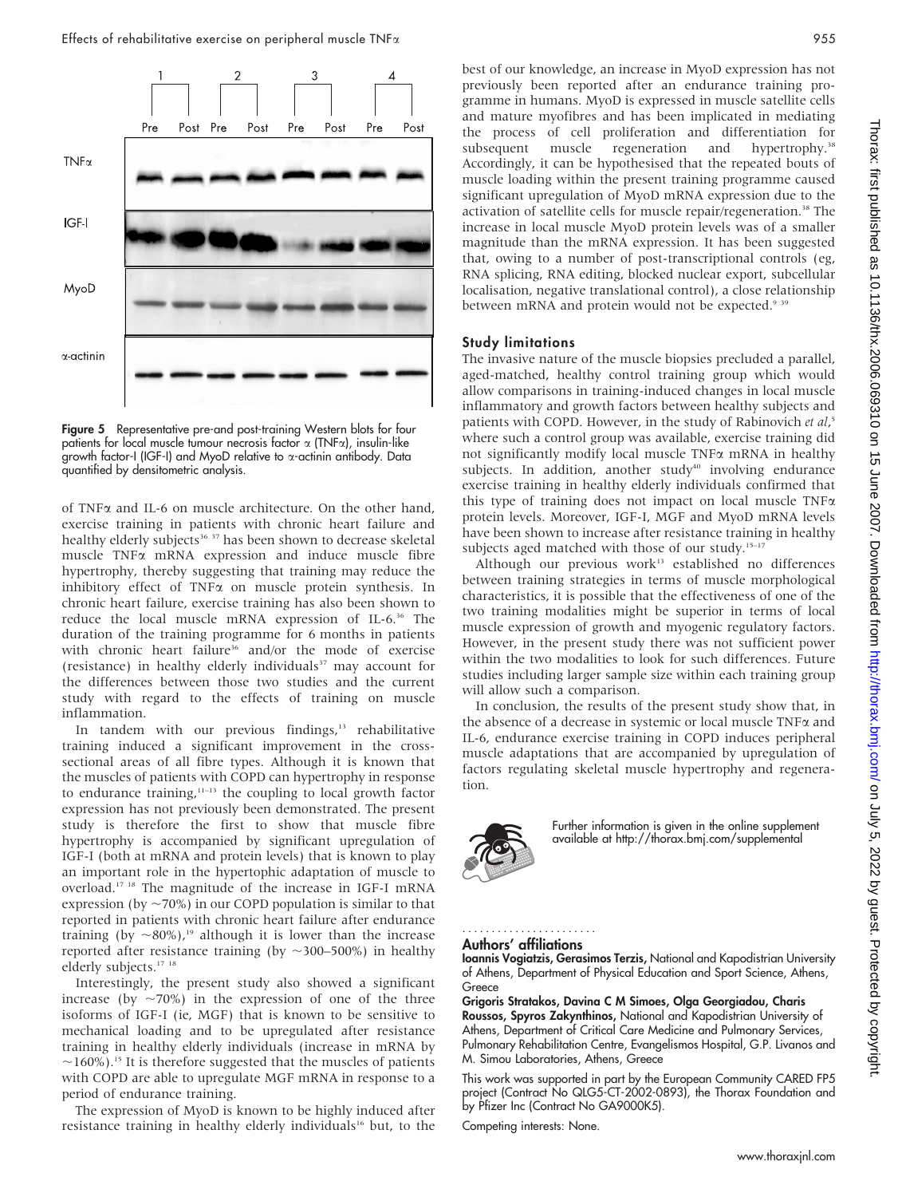Figure 5 Representative pre-and post-training Western blots for four patients for local muscle tumour necrosis factor α (TNFα), insulin-like growth factor-I (IGF-I) and MyoD relative to α-actinin antibody. Data quantified by densitometric analysis.

of TNFα and IL-6 on muscle architecture. On the other hand, exercise training in patients with chronic heart failure and healthy elderly subjects[36 37] has been shown to decrease skeletal muscle TNFα mRNA expression and induce muscle fibre hypertrophy, thereby suggesting that training may reduce the inhibitory effect of TNFα on muscle protein synthesis. In chronic heart failure, exercise training has also been shown to reduce the local muscle mRNA expression of IL-6.[36] The duration of the training programme for 6 months in patients with chronic heart failure[36] and/or the mode of exercise (resistance) in healthy elderly individuals[37] may account for the differences between those two studies and the current study with regard to the effects of training on muscle inflammation.

In tandem with our previous findings,[13] rehabilitative training induced a significant improvement in the cross-sectional areas of all fibre types. Although it is known that the muscles of patients with COPD can hypertrophy in response to endurance training,[11–13] the coupling to local growth factor expression has not previously been demonstrated. The present study is therefore the first to show that muscle fibre hypertrophy is accompanied by significant upregulation of IGF-I (both at mRNA and protein levels) that is known to play an important role in the hypertrophic adaptation of muscle to overload.[17 18] The magnitude of the increase in IGF-I mRNA expression (by ~70%) in our COPD population is similar to that reported in patients with chronic heart failure after endurance training (by ~80%),[19] although it is lower than the increase reported after resistance training (by ~300–500%) in healthy elderly subjects.[17 18]

Interestingly, the present study also showed a significant increase (by ~70%) in the expression of one of the three isoforms of IGF-I (ie, MGF) that is known to be sensitive to mechanical loading and to be upregulated after resistance training in healthy elderly individuals (increase in mRNA by ~160%).[15] It is therefore suggested that the muscles of patients with COPD are able to upregulate MGF mRNA in response to a period of endurance training.

The expression of MyoD is known to be highly induced after resistance training in healthy elderly individuals[16] but, to the best of our knowledge, an increase in MyoD expression has not previously been reported after an endurance training programme in humans. MyoD is expressed in muscle satellite cells and mature myofibres and has been implicated in mediating the process of cell proliferation and differentiation for subsequent muscle regeneration and hypertrophy.[38] Accordingly, it can be hypothesised that the repeated bouts of muscle loading within the present training programme caused significant upregulation of MyoD mRNA expression due to the activation of satellite cells for muscle repair/regeneration.[38] The increase in local muscle MyoD protein levels was of a smaller magnitude than the mRNA expression. It has been suggested that, owing to a number of post-transcriptional controls (eg, RNA splicing, RNA editing, blocked nuclear export, subcellular localisation, negative translational control), a close relationship between mRNA and protein would not be expected.[9 39]

## Study limitations

The invasive nature of the muscle biopsies precluded a parallel, aged-matched, healthy control training group which would allow comparisons in training-induced changes in local muscle inflammatory and growth factors between healthy subjects and patients with COPD. However, in the study of Rabinovich *et al*,[5] where such a control group was available, exercise training did not significantly modify local muscle TNFα mRNA in healthy subjects. In addition, another study[40] involving endurance exercise training in healthy elderly individuals confirmed that this type of training does not impact on local muscle TNFα protein levels. Moreover, IGF-I, MGF and MyoD mRNA levels have been shown to increase after resistance training in healthy subjects aged matched with those of our study.[15–17]

Although our previous work[13] established no differences between training strategies in terms of muscle morphological characteristics, it is possible that the effectiveness of one of the two training modalities might be superior in terms of local muscle expression of growth and myogenic regulatory factors. However, in the present study there was not sufficient power within the two modalities to look for such differences. Future studies including larger sample size within each training group will allow such a comparison.

In conclusion, the results of the present study show that, in the absence of a decrease in systemic or local muscle TNFα and IL-6, endurance exercise training in COPD induces peripheral muscle adaptations that are accompanied by upregulation of factors regulating skeletal muscle hypertrophy and regeneration.

Further information is given in the online supplement available at http://thorax.bmj.com/supplemental

## Authors' affiliations

**Ioannis Vogiatzis, Gerasimos Terzis,** National and Kapodistrian University of Athens, Department of Physical Education and Sport Science, Athens, Greece

**Grigoris Stratakos, Davina C M Simoes, Olga Georgiadou, Charis Roussos, Spyros Zakynthinos,** National and Kapodistrian University of Athens, Department of Critical Care Medicine and Pulmonary Services, Pulmonary Rehabilitation Centre, Evangelismos Hospital, G.P. Livanos and M. Simou Laboratories, Athens, Greece

This work was supported in part by the European Community CARED FP5 project (Contract No QLG5-CT-2002-0893), the Thorax Foundation and by Pfizer Inc (Contract No GA9000K5).

Competing interests: None.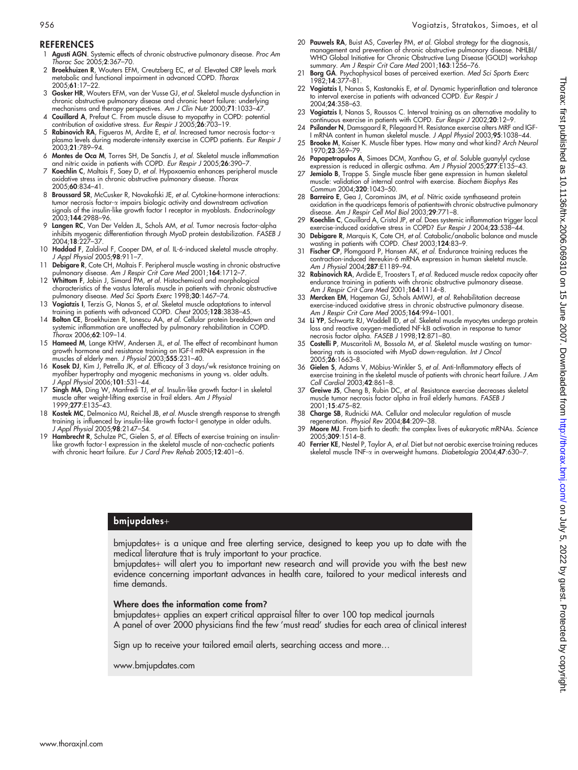## REFERENCES

1. **Agustí AGN**. Systemic effects of chronic obstructive pulmonary disease. *Proc Am Thorac Soc* 2005;**2**:367–70.
2. **Broekhuizen R**, Wouters EFM, Creutzberg EC, *et al*. Elevated CRP levels mark metabolic and functional impairment in advanced COPD. *Thorax* 2005;**61**:17–22.
3. **Gosker HR**, Wouters EFM, van der Vusse GJ, *et al*. Skeletal muscle dysfunction in chronic obstructive pulmonary disease and chronic heart failure: underlying mechanisms and therapy perspectives. *Am J Clin Nutr* 2000;**71**:1033–47.
4. **Couillard A**, Prefaut C. From muscle disuse to myopathy in COPD: potential contribution of oxidative stress. *Eur Respir J* 2005;**26**:703–19.
5. **Rabinovich RA**, Figueras M, Ardite E, *et al*. Increased tumor necrosis factor-α plasma levels during moderate-intensity exercise in COPD patients. *Eur Respir J* 2003;**21**:789–94.
6. **Montes de Oca M**, Torres SH, De Sanctis J, *et al*. Skeletal muscle inflammation and nitric oxide in patients with COPD. *Eur Respir J* 2005;**26**:390–7.
7. **Koechlin C**, Maltais F, Saey D, *et al*. Hypoxaemia enhances peripheral muscle oxidative stress in chronic obstructive pulmonary disease. *Thorax* 2005;**60**:834–41.
8. **Broussard SR**, McCusker R, Novakofski JE, *et al*. Cytokine-hormone interactions: tumor necrosis factor-α impairs biologic activity and downstream activation signals of the insulin-like growth factor I receptor in myoblasts. *Endocrinology* 2003;**144**:2988–96.
9. **Langen RC**, Van Der Velden JL, Schols AM, *et al*. Tumor necrosis factor-alpha inhibits myogenic differentiation through MyoD protein destabilization. *FASEB J* 2004;**18**:227–37.
10. **Haddad F**, Zaldival F, Cooper DM, *et al*. IL-6-induced skeletal muscle atrophy. *J Appl Physiol* 2005;**98**:911–7.
11. **Debigare R**, Cote CH, Maltais F. Peripheral muscle wasting in chronic obstructive pulmonary disease. *Am J Respir Crit Care Med* 2001;**164**:1712–7.
12. **Whittom F**, Jobin J, Simard PM, *et al*. Histochemical and morphological characteristics of the vastus lateralis muscle in patients with chronic obstructive pulmonary disease. *Med Sci Sports Exerc* 1998;**30**:1467–74.
13. **Vogiatzis I**, Terzis G, Nanas S, *et al*. Skeletal muscle adaptations to interval training in patients with advanced COPD. *Chest* 2005;**128**:3838–45.
14. **Bolton CE**, Broekhuizen R, Ionescu AA, *et al*. Cellular protein breakdown and systemic inflammation are unaffected by pulmonary rehabilitation in COPD. *Thorax* 2006;**62**:109–14.
15. **Hameed M**, Lange KHW, Andersen JL, *et al*. The effect of recombinant human growth hormone and resistance training on IGF-I mRNA expression in the muscles of elderly men. *J Physiol* 2003;**555**:231–40.
16. **Kosek DJ**, Kim J, Petrella JK, *et al*. Efficacy of 3 days/wk resistance training on myofiber hypertrophy and myogenic mechanisms in young vs. older adults. *J Appl Physiol* 2006;**101**:531–44.
17. **Singh MA**, Ding W, Manfredi TJ, *et al*. Insulin-like growth factor-I in skeletal muscle after weight-lifting exercise in frail elders. *Am J Physiol* 1999;**277**:E135–43.
18. **Kostek MC**, Delmonico MJ, Reichel JB, *et al*. Muscle strength response to strength training is influenced by insulin-like growth factor-I genotype in older adults. *J Appl Physiol* 2005;**98**:2147–54.
19. **Hambrecht R**, Schulze PC, Gielen S, *et al*. Effects of exercise training on insulin-like growth factor-I expression in the skeletal muscle of non-cachectic patients with chronic heart failure. *Eur J Card Prev Rehab* 2005;**12**:401–6.
20. **Pauwels RA**, Buist AS, Caverley PM, *et al*. Global strategy for the diagnosis, management and prevention of chronic obstructive pulmonary disease. NHLBI/WHO Global Initiative for Chronic Obstructive Lung Disease (GOLD) workshop summary. *Am J Respir Crit Care Med* 2001;**163**:1256–76.
21. **Borg GA**. Psychophysical bases of perceived exertion. *Med Sci Sports Exerc* 1982;**14**:377–81.
22. **Vogiatzis I**, Nanas S, Kastanakis E, *et al*. Dynamic hyperinflation and tolerance to interval exercise in patients with advanced COPD. *Eur Respir J* 2004;**24**:358–63.
23. **Vogiatzis I**, Nanas S, Roussos C. Interval training as an alternative modality to continuous exercise in patients with COPD. *Eur Respir J* 2002;**20**:12–9.
24. **Psilander N**, Damsgaard R, Pilegaard H. Resistance exercise alters MRF and IGF-I mRNA content in human skeletal muscle. *J Appl Physiol* 2003;**95**:1038–44.
25. **Brooke M**, Kaiser K. Muscle fiber types. How many and what kind? *Arch Neurol* 1970;**23**:369–79.
26. **Papapetropulos A**, Simoes DCM, Xanthou G, *et al*. Soluble guanylyl cyclase expression is reduced in allergic asthma. *Am J Physiol* 2005;**277**:E135–43.
27. **Jemiolo B**, Trappe S. Single muscle fiber gene expression in human skeletal muscle: validation of internal control with exercise. *Biochem Biophys Res Commun* 2004;**320**:1043–50.
28. **Barreiro E**, Gea J, Corominas JM, *et al*. Nitric oxide synthaseand protein oxidation in the quadriceps femoris of patientswith chronic obstructive pulmonary disease. *Am J Respir Cell Mol Biol* 2003;**29**:771–8.
29. **Koechlin C**, Couillard A, Cristol JP, *et al*. Does systemic inflammation trigger local exercise-induced oxidative stress in COPD? *Eur Respir J* 2004;**23**:538–44.
30. **Debigare R**, Marquis K, Cote CH, *et al*. Catabolic/anabolic balance and muscle wasting in patients with COPD. *Chest* 2003;**124**:83–9.
31. **Fischer CP**, Plomgaard P, Hansen AK, *et al*. Endurance training reduces the contraction-induced itereukin-6 mRNA expression in human skeletal muscle. *Am J Physiol* 2004;**287**:E1189–94.
32. **Rabinovich RA**, Ardide E, Troosters T, *et al*. Reduced muscle redox capacity after endurance training in patients with chronic obstructive pulmonary disease. *Am J Respir Crit Care Med* 2001;**164**:1114–8.
33. **Mercken EM**, Hageman GJ, Schols AMWJ, *et al*. Rehabilitation decrease exercise-induced oxidative stress in chronic obstructive pulmonary disease. *Am J Respir Crit Care Med* 2005;**164**:994–1001.
34. **Li YP**, Schwartz RJ, Waddell ID, *et al*. Skeletal muscle myocytes undergo protein loss and reactive oxygen-mediated NF-kB activation in response to tumor necrosis factor alpha. *FASEB J* 1998;**12**:871–80.
35. **Costelli P**, Muscaritoli M, Bossola M, *et al*. Skeletal muscle wasting on tumor-bearing rats is associated with MyoD down-regulation. *Int J Oncol* 2005;**26**:1663–8.
36. **Gielen S**, Adams V, Möbius-Winkler S, *et al*. Anti-Inflammatory effects of exercise training in the skeletal muscle of patients with chronic heart failure. *J Am Coll Cardiol* 2003;**42**:861–8.
37. **Greiwe JS**, Cheng B, Rubin DC, *et al*. Resistance exercise decreases skeletal muscle tumor necrosis factor alpha in frail elderly humans. *FASEB J* 2001;**15**:475–82.
38. **Charge SB**, Rudnicki MA. Cellular and molecular regulation of muscle regeneration. *Physiol Rev* 2004;**84**:209–38.
39. **Moore MJ**. From birth to death: the complex lives of eukaryotic mRNAs. *Science* 2005;**309**:1514–8.
40. **Ferrier KE**, Nestel P, Taylor A, *et al*. Diet but not aerobic exercise training reduces skeletal muscle TNF-α in overweight humans. *Diabetologia* 2004;**47**:630–7.

## bmjupdates+

bmjupdates+ is a unique and free alerting service, designed to keep you up to date with the medical literature that is truly important to your practice.

bmjupdates+ will alert you to important new research and will provide you with the best new evidence concerning important advances in health care, tailored to your medical interests and time demands.

### Where does the information come from?

bmjupdates+ applies an expert critical appraisal filter to over 100 top medical journals
A panel of over 2000 physicians find the few 'must read' studies for each area of clinical interest

Sign up to receive your tailored email alerts, searching access and more…

www.bmjupdates.com